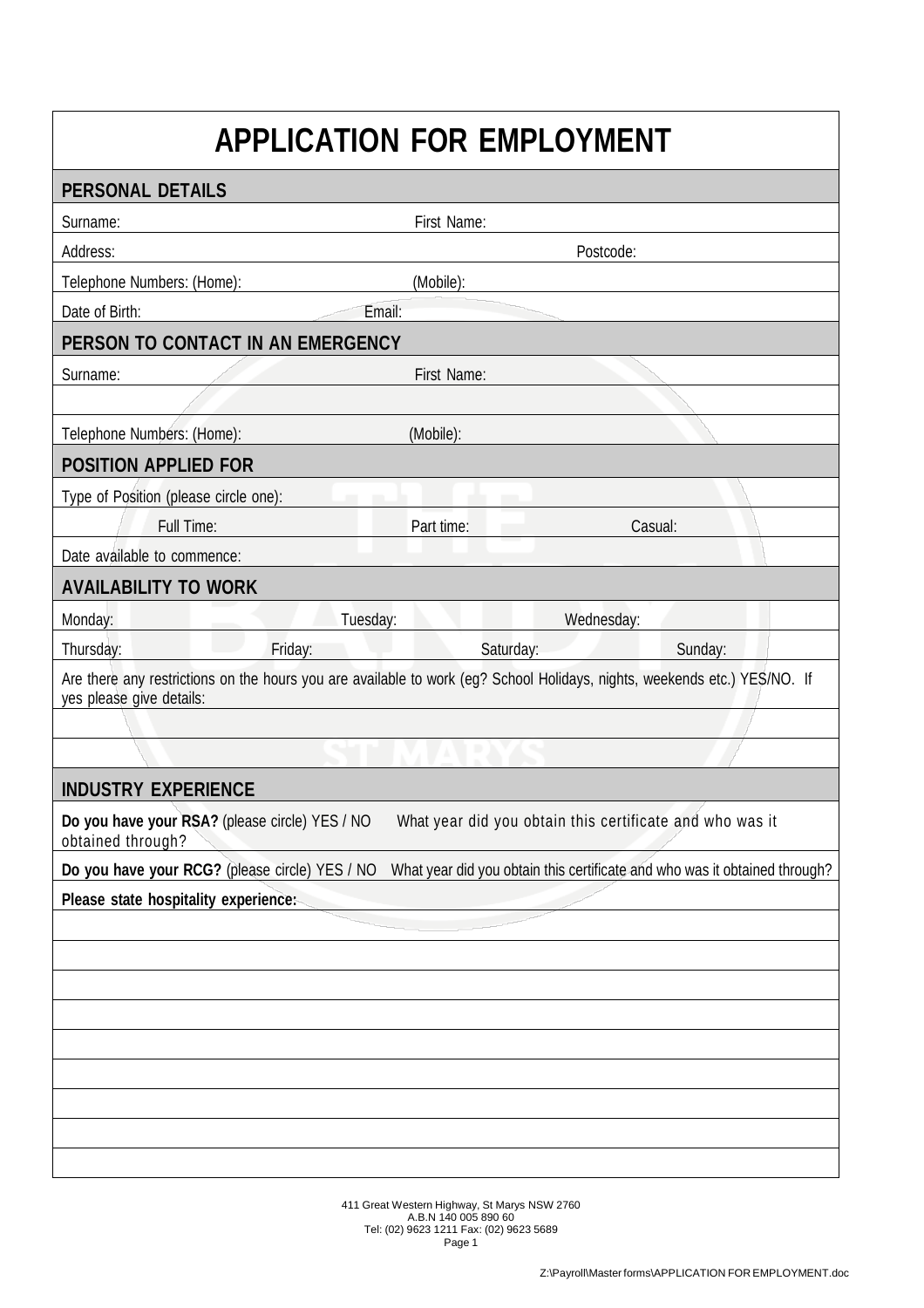# APPLICATION FOR EMPLOYMENT

## PERSONAL DETAILS

Surname: First Name:

Address: Postcode:

Telephone Numbers: (Home): (Mobile):

Date of Birth: Email:

## PERSON TO CONTACT IN AN EMERGENCY

Surname: First Name:

Telephone Numbers: (Home): (Mobile):

## POSITION APPLIED FOR

Type of Position (please circle one):

Full Time: Part time: Casual:

Date available to commence:

## AVAILABILITY TO WORK

Monday: Tuesday: Wednesday:

Thursday: Friday: Saturday: Sunday:

Are there any restrictions on the hours you are available to work (eg? School Holidays, nights, weekends etc.) YES/NO. If yes please give details:

## INDUSTRY EXPERIENCE

**Do you have your RSA?** (please circle) YES / NO What year did you obtain this certificate and who was it obtained through?

**Do you have your RCG?** (please circle) YES / NO What year did you obtain this certificate and who was it obtained through?

**Please state hospitality experience:**

411 Great Western Highway, St Marys NSW 2760
A.B.N 140 005 890 60
Tel: (02) 9623 1211 Fax: (02) 9623 5689

Z:\Payroll\Master forms\APPLICATION FOR EMPLOYMENT.doc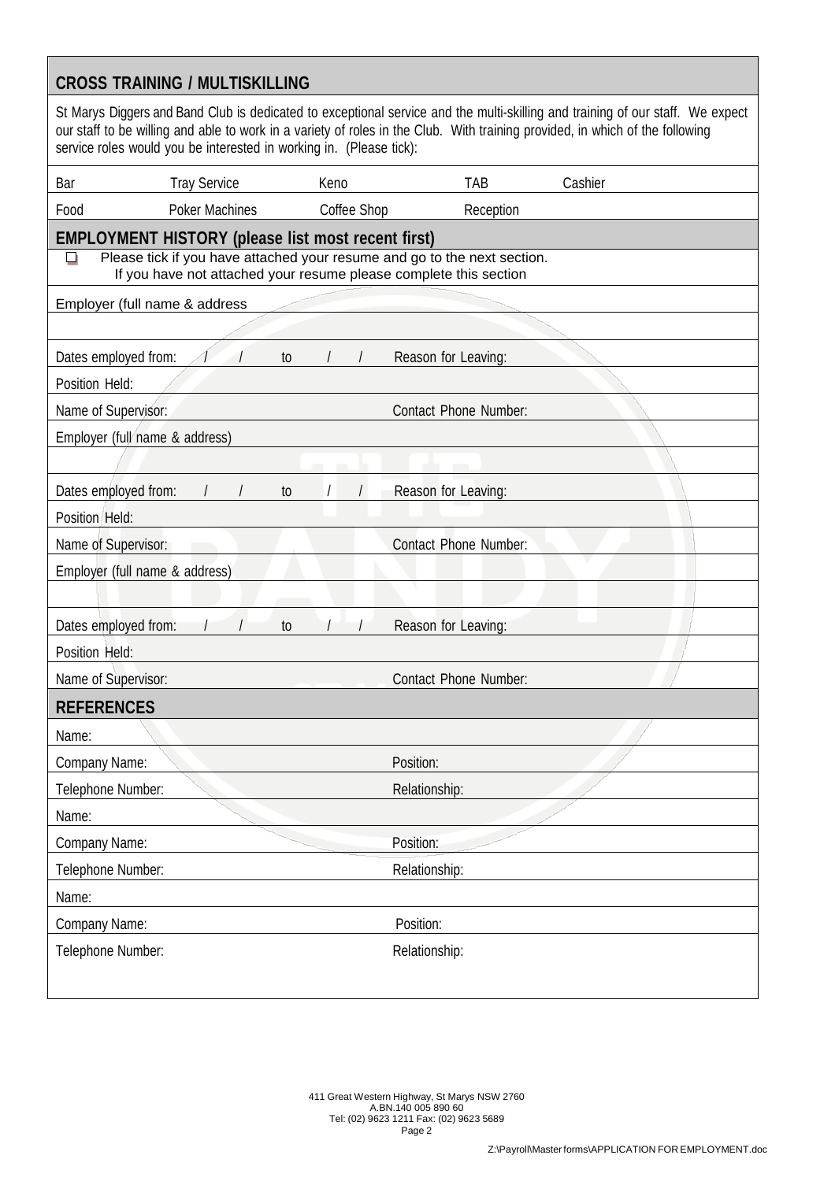## CROSS TRAINING / MULTISKILLING

St Marys Diggers and Band Club is dedicated to exceptional service and the multi-skilling and training of our staff. We expect our staff to be willing and able to work in a variety of roles in the Club. With training provided, in which of the following service roles would you be interested in working in. (Please tick):

| Bar | Tray Service | Keno | TAB | Cashier |
|---|---|---|---|---|
| Food | Poker Machines | Coffee Shop | Reception | |

## EMPLOYMENT HISTORY (please list most recent first)

☐ Please tick if you have attached your resume and go to the next section.
If you have not attached your resume please complete this section

Employer (full name & address

Dates employed from: / / to / / Reason for Leaving:

Position Held:

Name of Supervisor: Contact Phone Number:

Employer (full name & address)

Dates employed from: / / to / / Reason for Leaving:

Position Held:

Name of Supervisor: Contact Phone Number:

Employer (full name & address)

Dates employed from: / / to / / Reason for Leaving:

Position Held:

Name of Supervisor: Contact Phone Number:

## REFERENCES

Name:

Company Name: Position:

Telephone Number: Relationship:

Name:

Company Name: Position:

Telephone Number: Relationship:

Name:

Company Name: Position:

Telephone Number: Relationship:

411 Great Western Highway, St Marys NSW 2760
A.BN.140 005 890 60
Tel: (02) 9623 1211 Fax: (02) 9623 5689

Z:\Payroll\Master forms\APPLICATION FOR EMPLOYMENT.doc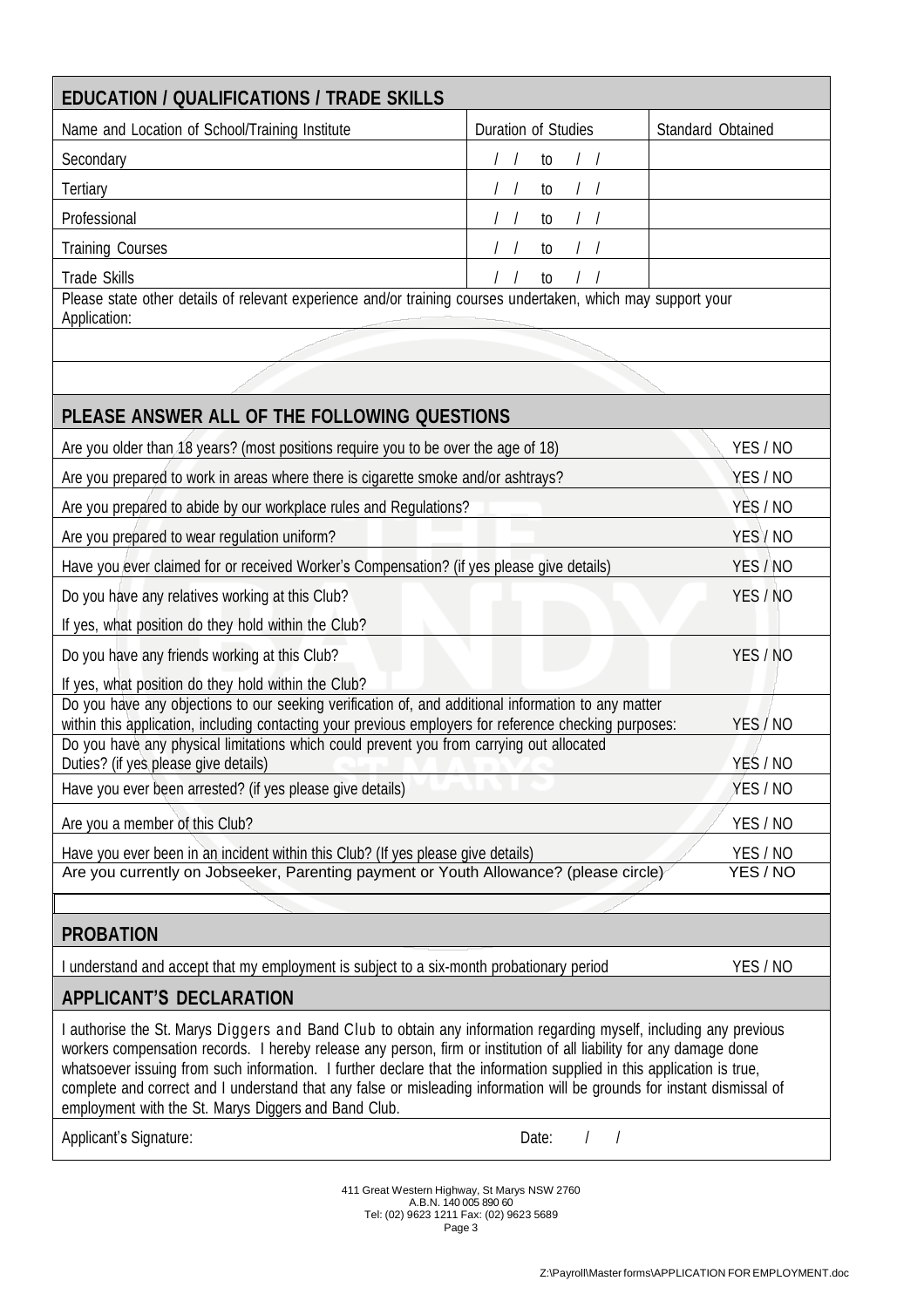## EDUCATION / QUALIFICATIONS / TRADE SKILLS

| Name and Location of School/Training Institute | Duration of Studies | Standard Obtained |
|---|---|---|
| Secondary | / / to / / | |
| Tertiary | / / to / / | |
| Professional | / / to / / | |
| Training Courses | / / to / / | |
| Trade Skills | / / to / / | |

Please state other details of relevant experience and/or training courses undertaken, which may support your Application:

## PLEASE ANSWER ALL OF THE FOLLOWING QUESTIONS

| Question | Answer |
|---|---|
| Are you older than 18 years? (most positions require you to be over the age of 18) | YES / NO |
| Are you prepared to work in areas where there is cigarette smoke and/or ashtrays? | YES / NO |
| Are you prepared to abide by our workplace rules and Regulations? | YES / NO |
| Are you prepared to wear regulation uniform? | YES / NO |
| Have you ever claimed for or received Worker's Compensation? (if yes please give details) | YES / NO |
| Do you have any relatives working at this Club? | YES / NO |
| If yes, what position do they hold within the Club? | |
| Do you have any friends working at this Club? | YES / NO |
| If yes, what position do they hold within the Club? | |
| Do you have any objections to our seeking verification of, and additional information to any matter within this application, including contacting your previous employers for reference checking purposes: | YES / NO |
| Do you have any physical limitations which could prevent you from carrying out allocated Duties? (if yes please give details) | YES / NO |
| Have you ever been arrested? (if yes please give details) | YES / NO |
| Are you a member of this Club? | YES / NO |
| Have you ever been in an incident within this Club? (If yes please give details) | YES / NO |
| Are you currently on Jobseeker, Parenting payment or Youth Allowance? (please circle) | YES / NO |

## PROBATION

I understand and accept that my employment is subject to a six-month probationary period YES / NO

## APPLICANT'S DECLARATION

I authorise the St. Marys Diggers and Band Club to obtain any information regarding myself, including any previous workers compensation records. I hereby release any person, firm or institution of all liability for any damage done whatsoever issuing from such information. I further declare that the information supplied in this application is true, complete and correct and I understand that any false or misleading information will be grounds for instant dismissal of employment with the St. Marys Diggers and Band Club.

Applicant's Signature: Date: / /

411 Great Western Highway, St Marys NSW 2760
A.B.N. 140 005 890 60
Tel: (02) 9623 1211 Fax: (02) 9623 5689

Z:\Payroll\Master forms\APPLICATION FOR EMPLOYMENT.doc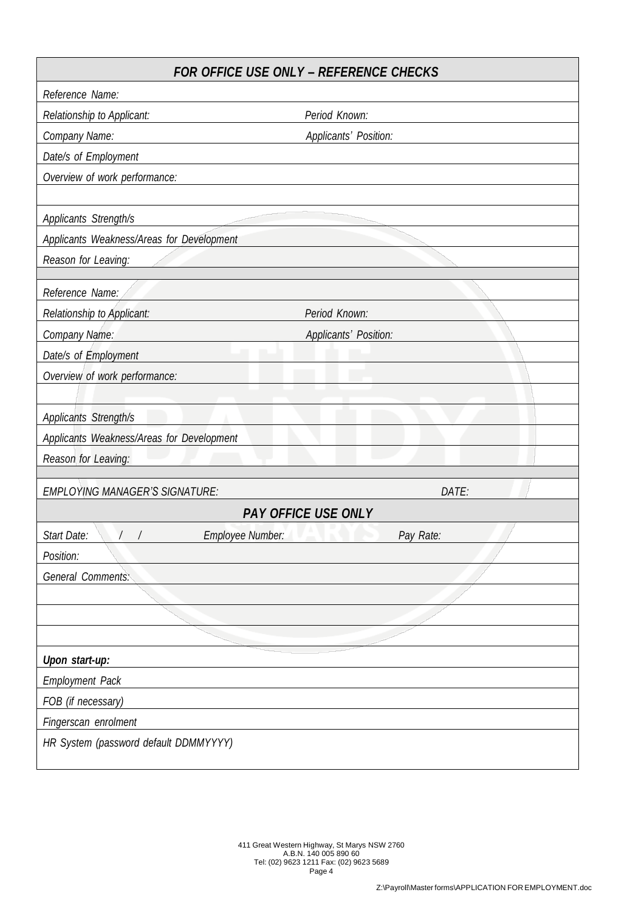## *FOR OFFICE USE ONLY – REFERENCE CHECKS*

| | |
|---|---|
| *Reference Name:* | |
| *Relationship to Applicant:* | *Period Known:* |
| *Company Name:* | *Applicants' Position:* |
| *Date/s of Employment* | |
| *Overview of work performance:* | |
| | |
| *Applicants Strength/s* | |
| *Applicants Weakness/Areas for Development* | |
| *Reason for Leaving:* | |
| | |
| *Reference Name:* | |
| *Relationship to Applicant:* | *Period Known:* |
| *Company Name:* | *Applicants' Position:* |
| *Date/s of Employment* | |
| *Overview of work performance:* | |
| | |
| *Applicants Strength/s* | |
| *Applicants Weakness/Areas for Development* | |
| *Reason for Leaving:* | |
| | |
| *EMPLOYING MANAGER'S SIGNATURE:* | *DATE:* |

## *PAY OFFICE USE ONLY*

| | | |
|---|---|---|
| *Start Date:* / / | *Employee Number:* | *Pay Rate:* |
| *Position:* | | |
| *General Comments:* | | |
| | | |
| | | |
| | | |
| ***Upon start-up:*** | | |
| *Employment Pack* | | |
| *FOB (if necessary)* | | |
| *Fingerscan enrolment* | | |
| *HR System (password default DDMMYYYY)* | | |

411 Great Western Highway, St Marys NSW 2760
A.B.N. 140 005 890 60
Tel: (02) 9623 1211 Fax: (02) 9623 5689

Z:\Payroll\Master forms\APPLICATION FOR EMPLOYMENT.doc